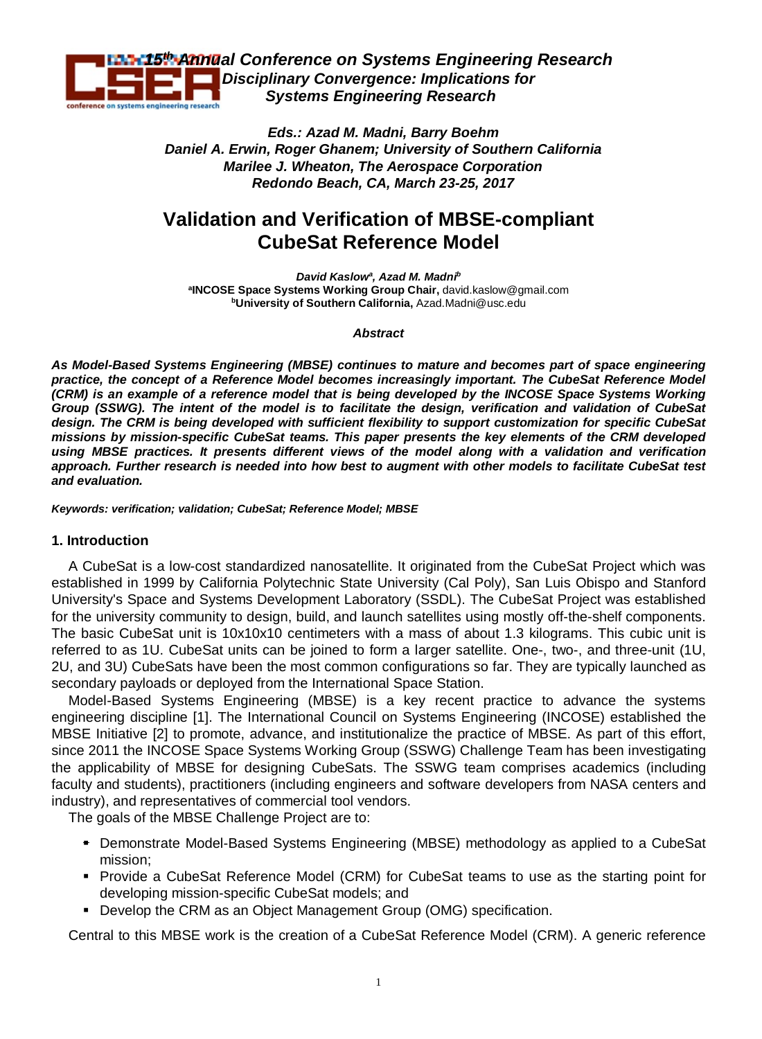*15th Annual Conference on Systems Engineering Research*
*Disciplinary Convergence: Implications for Systems Engineering Research*

***Eds.: Azad M. Madni, Barry Boehm***
***Daniel A. Erwin, Roger Ghanem; University of Southern California***
***Marilee J. Wheaton, The Aerospace Corporation***
***Redondo Beach, CA, March 23-25, 2017***

# Validation and Verification of MBSE-compliant CubeSat Reference Model

***David Kaslow[a], Azad M. Madni[b]***
[a]**INCOSE Space Systems Working Group Chair,** david.kaslow@gmail.com
[b]**University of Southern California,** Azad.Madni@usc.edu

***Abstract***

***As Model-Based Systems Engineering (MBSE) continues to mature and becomes part of space engineering practice, the concept of a Reference Model becomes increasingly important. The CubeSat Reference Model (CRM) is an example of a reference model that is being developed by the INCOSE Space Systems Working Group (SSWG). The intent of the model is to facilitate the design, verification and validation of CubeSat design. The CRM is being developed with sufficient flexibility to support customization for specific CubeSat missions by mission-specific CubeSat teams. This paper presents the key elements of the CRM developed using MBSE practices. It presents different views of the model along with a validation and verification approach. Further research is needed into how best to augment with other models to facilitate CubeSat test and evaluation.***

***Keywords: verification; validation; CubeSat; Reference Model; MBSE***

## 1. Introduction

A CubeSat is a low-cost standardized nanosatellite. It originated from the CubeSat Project which was established in 1999 by California Polytechnic State University (Cal Poly), San Luis Obispo and Stanford University's Space and Systems Development Laboratory (SSDL). The CubeSat Project was established for the university community to design, build, and launch satellites using mostly off-the-shelf components. The basic CubeSat unit is 10x10x10 centimeters with a mass of about 1.3 kilograms. This cubic unit is referred to as 1U. CubeSat units can be joined to form a larger satellite. One-, two-, and three-unit (1U, 2U, and 3U) CubeSats have been the most common configurations so far. They are typically launched as secondary payloads or deployed from the International Space Station.

Model-Based Systems Engineering (MBSE) is a key recent practice to advance the systems engineering discipline [1]. The International Council on Systems Engineering (INCOSE) established the MBSE Initiative [2] to promote, advance, and institutionalize the practice of MBSE. As part of this effort, since 2011 the INCOSE Space Systems Working Group (SSWG) Challenge Team has been investigating the applicability of MBSE for designing CubeSats. The SSWG team comprises academics (including faculty and students), practitioners (including engineers and software developers from NASA centers and industry), and representatives of commercial tool vendors.

The goals of the MBSE Challenge Project are to:

- Demonstrate Model-Based Systems Engineering (MBSE) methodology as applied to a CubeSat mission;
- Provide a CubeSat Reference Model (CRM) for CubeSat teams to use as the starting point for developing mission-specific CubeSat models; and
- Develop the CRM as an Object Management Group (OMG) specification.

Central to this MBSE work is the creation of a CubeSat Reference Model (CRM). A generic reference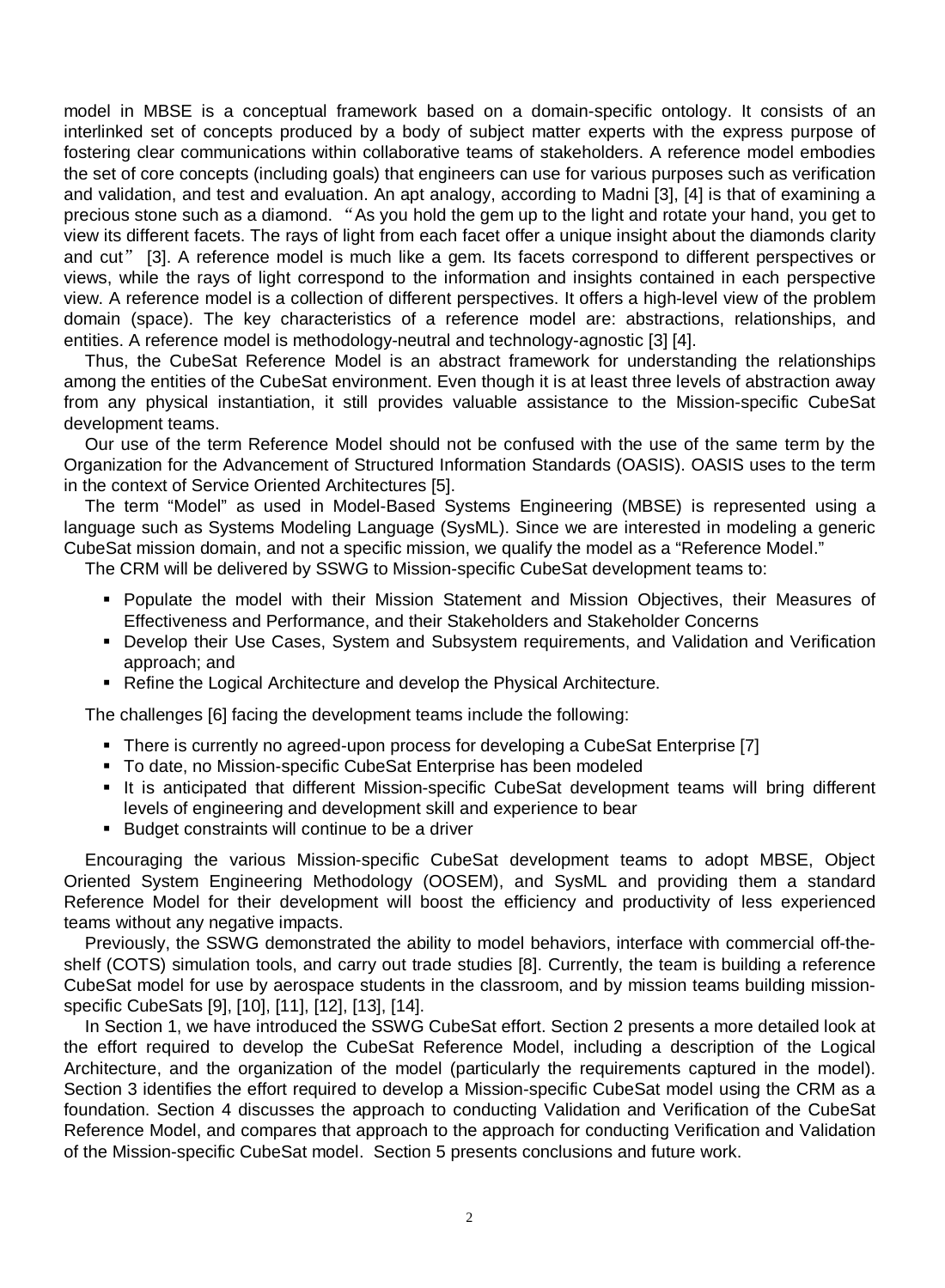model in MBSE is a conceptual framework based on a domain-specific ontology. It consists of an interlinked set of concepts produced by a body of subject matter experts with the express purpose of fostering clear communications within collaborative teams of stakeholders. A reference model embodies the set of core concepts (including goals) that engineers can use for various purposes such as verification and validation, and test and evaluation. An apt analogy, according to Madni [3], [4] is that of examining a precious stone such as a diamond. "As you hold the gem up to the light and rotate your hand, you get to view its different facets. The rays of light from each facet offer a unique insight about the diamonds clarity and cut" [3]. A reference model is much like a gem. Its facets correspond to different perspectives or views, while the rays of light correspond to the information and insights contained in each perspective view. A reference model is a collection of different perspectives. It offers a high-level view of the problem domain (space). The key characteristics of a reference model are: abstractions, relationships, and entities. A reference model is methodology-neutral and technology-agnostic [3] [4].

Thus, the CubeSat Reference Model is an abstract framework for understanding the relationships among the entities of the CubeSat environment. Even though it is at least three levels of abstraction away from any physical instantiation, it still provides valuable assistance to the Mission-specific CubeSat development teams.

Our use of the term Reference Model should not be confused with the use of the same term by the Organization for the Advancement of Structured Information Standards (OASIS). OASIS uses to the term in the context of Service Oriented Architectures [5].

The term "Model" as used in Model-Based Systems Engineering (MBSE) is represented using a language such as Systems Modeling Language (SysML). Since we are interested in modeling a generic CubeSat mission domain, and not a specific mission, we qualify the model as a "Reference Model."

The CRM will be delivered by SSWG to Mission-specific CubeSat development teams to:

- Populate the model with their Mission Statement and Mission Objectives, their Measures of Effectiveness and Performance, and their Stakeholders and Stakeholder Concerns
- Develop their Use Cases, System and Subsystem requirements, and Validation and Verification approach; and
- Refine the Logical Architecture and develop the Physical Architecture.

The challenges [6] facing the development teams include the following:

- There is currently no agreed-upon process for developing a CubeSat Enterprise [7]
- To date, no Mission-specific CubeSat Enterprise has been modeled
- It is anticipated that different Mission-specific CubeSat development teams will bring different levels of engineering and development skill and experience to bear
- Budget constraints will continue to be a driver

Encouraging the various Mission-specific CubeSat development teams to adopt MBSE, Object Oriented System Engineering Methodology (OOSEM), and SysML and providing them a standard Reference Model for their development will boost the efficiency and productivity of less experienced teams without any negative impacts.

Previously, the SSWG demonstrated the ability to model behaviors, interface with commercial off-the-shelf (COTS) simulation tools, and carry out trade studies [8]. Currently, the team is building a reference CubeSat model for use by aerospace students in the classroom, and by mission teams building mission-specific CubeSats [9], [10], [11], [12], [13], [14].

In Section 1, we have introduced the SSWG CubeSat effort. Section 2 presents a more detailed look at the effort required to develop the CubeSat Reference Model, including a description of the Logical Architecture, and the organization of the model (particularly the requirements captured in the model). Section 3 identifies the effort required to develop a Mission-specific CubeSat model using the CRM as a foundation. Section 4 discusses the approach to conducting Validation and Verification of the CubeSat Reference Model, and compares that approach to the approach for conducting Verification and Validation of the Mission-specific CubeSat model. Section 5 presents conclusions and future work.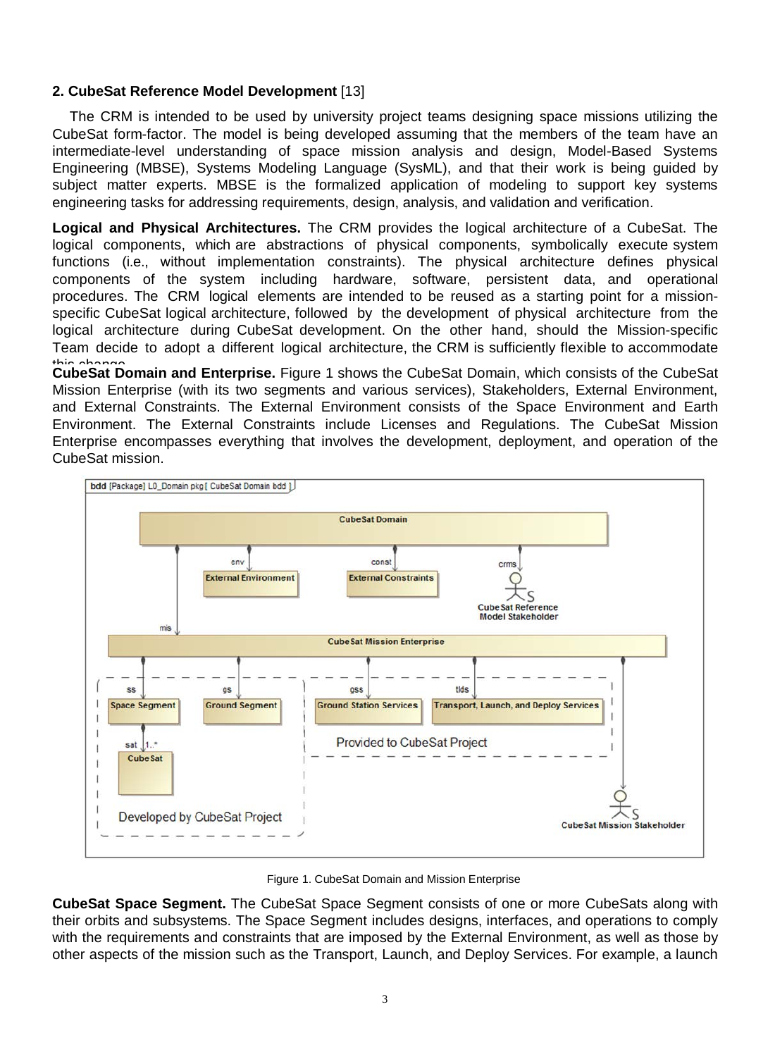**2. CubeSat Reference Model Development** [13]

The CRM is intended to be used by university project teams designing space missions utilizing the CubeSat form-factor. The model is being developed assuming that the members of the team have an intermediate-level understanding of space mission analysis and design, Model-Based Systems Engineering (MBSE), Systems Modeling Language (SysML), and that their work is being guided by subject matter experts. MBSE is the formalized application of modeling to support key systems engineering tasks for addressing requirements, design, analysis, and validation and verification.

**Logical and Physical Architectures.** The CRM provides the logical architecture of a CubeSat. The logical components, which are abstractions of physical components, symbolically execute system functions (i.e., without implementation constraints). The physical architecture defines physical components of the system including hardware, software, persistent data, and operational procedures. The CRM logical elements are intended to be reused as a starting point for a mission-specific CubeSat logical architecture, followed by the development of physical architecture from the logical architecture during CubeSat development. On the other hand, should the Mission-specific Team decide to adopt a different logical architecture, the CRM is sufficiently flexible to accommodate this change.

**CubeSat Domain and Enterprise.** Figure 1 shows the CubeSat Domain, which consists of the CubeSat Mission Enterprise (with its two segments and various services), Stakeholders, External Environment, and External Constraints. The External Environment consists of the Space Environment and Earth Environment. The External Constraints include Licenses and Regulations. The CubeSat Mission Enterprise encompasses everything that involves the development, deployment, and operation of the CubeSat mission.

Figure 1. CubeSat Domain and Mission Enterprise

**CubeSat Space Segment.** The CubeSat Space Segment consists of one or more CubeSats along with their orbits and subsystems. The Space Segment includes designs, interfaces, and operations to comply with the requirements and constraints that are imposed by the External Environment, as well as those by other aspects of the mission such as the Transport, Launch, and Deploy Services. For example, a launch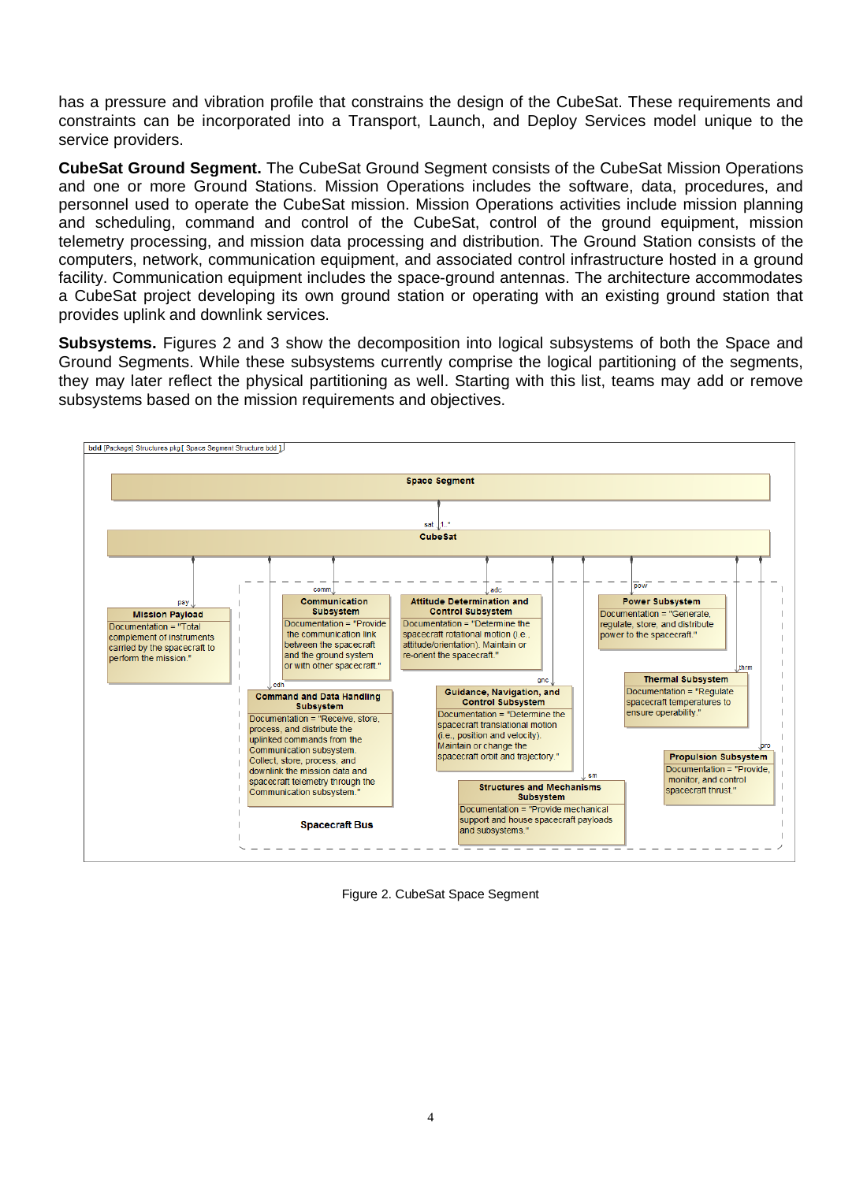has a pressure and vibration profile that constrains the design of the CubeSat. These requirements and constraints can be incorporated into a Transport, Launch, and Deploy Services model unique to the service providers.

**CubeSat Ground Segment.** The CubeSat Ground Segment consists of the CubeSat Mission Operations and one or more Ground Stations. Mission Operations includes the software, data, procedures, and personnel used to operate the CubeSat mission. Mission Operations activities include mission planning and scheduling, command and control of the CubeSat, control of the ground equipment, mission telemetry processing, and mission data processing and distribution. The Ground Station consists of the computers, network, communication equipment, and associated control infrastructure hosted in a ground facility. Communication equipment includes the space-ground antennas. The architecture accommodates a CubeSat project developing its own ground station or operating with an existing ground station that provides uplink and downlink services.

**Subsystems.** Figures 2 and 3 show the decomposition into logical subsystems of both the Space and Ground Segments. While these subsystems currently comprise the logical partitioning of the segments, they may later reflect the physical partitioning as well. Starting with this list, teams may add or remove subsystems based on the mission requirements and objectives.

bdd [Package] Structures pkg [ Space Segment Structure bdd ]

Space Segment

sat 1..*

CubeSat

pay — **Mission Payload**: Documentation = "Total complement of instruments carried by the spacecraft to perform the mission."

comm — **Communication Subsystem**: Documentation = "Provide the communication link between the spacecraft and the ground system or with other spacecraft."

adc — **Attitude Determination and Control Subsystem**: Documentation = "Determine the spacecraft rotational motion (i.e., attitude/orientation). Maintain or re-orient the spacecraft."

pow — **Power Subsystem**: Documentation = "Generate, regulate, store, and distribute power to the spacecraft."

cdh — **Command and Data Handling Subsystem**: Documentation = "Receive, store, process, and distribute the uplinked commands from the Communication subsystem. Collect, store, process, and downlink the mission data and spacecraft telemetry through the Communication subsystem."

gnc — **Guidance, Navigation, and Control Subsystem**: Documentation = "Determine the spacecraft translational motion (i.e., position and velocity). Maintain or change the spacecraft orbit and trajectory."

thrm — **Thermal Subsystem**: Documentation = "Regulate spacecraft temperatures to ensure operability."

pro — **Propulsion Subsystem**: Documentation = "Provide, monitor, and control spacecraft thrust."

sm — **Structures and Mechanisms Subsystem**: Documentation = "Provide mechanical support and house spacecraft payloads and subsystems."

Spacecraft Bus

Figure 2. CubeSat Space Segment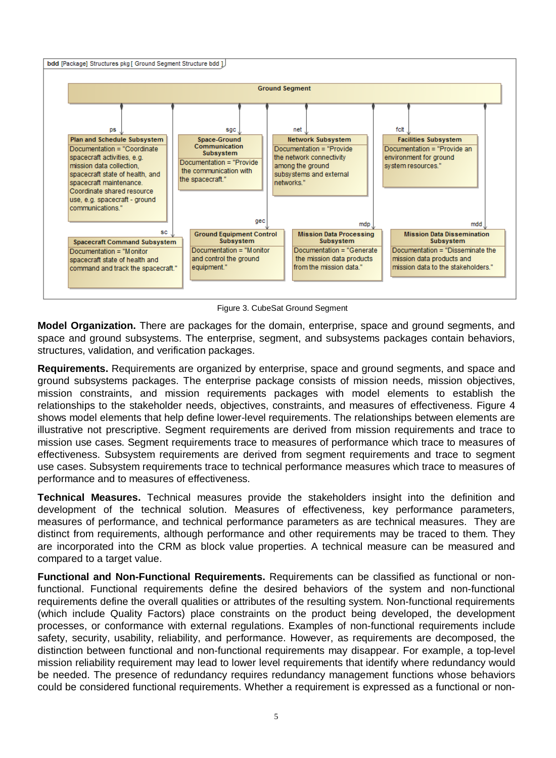bdd [Package] Structures pkg [ Ground Segment Structure bdd ]

**Ground Segment**

- ps: **Plan and Schedule Subsystem** — Documentation = "Coordinate spacecraft activities, e.g. mission data collection, spacecraft state of health, and spacecraft maintenance. Coordinate shared resource use, e.g. spacecraft - ground communications."
- sgc: **Space-Ground Communication Subsystem** — Documentation = "Provide the communication with the spacecraft."
- net: **Network Subsystem** — Documentation = "Provide the network connectivity among the ground subsystems and external networks."
- fclt: **Facilities Subsystem** — Documentation = "Provide an environment for ground system resources."
- sc: **Spacecraft Command Subsystem** — Documentation = "Monitor spacecraft state of health and command and track the spacecraft."
- gec: **Ground Equipment Control Subsystem** — Documentation = "Monitor and control the ground equipment."
- mdp: **Mission Data Processing Subsystem** — Documentation = "Generate the mission data products from the mission data."
- mdd: **Mission Data Dissemination Subsystem** — Documentation = "Disseminate the mission data products and mission data to the stakeholders."

Figure 3. CubeSat Ground Segment

**Model Organization.** There are packages for the domain, enterprise, space and ground segments, and space and ground subsystems. The enterprise, segment, and subsystems packages contain behaviors, structures, validation, and verification packages.

**Requirements.** Requirements are organized by enterprise, space and ground segments, and space and ground subsystems packages. The enterprise package consists of mission needs, mission objectives, mission constraints, and mission requirements packages with model elements to establish the relationships to the stakeholder needs, objectives, constraints, and measures of effectiveness. Figure 4 shows model elements that help define lower-level requirements. The relationships between elements are illustrative not prescriptive. Segment requirements are derived from mission requirements and trace to mission use cases. Segment requirements trace to measures of performance which trace to measures of effectiveness. Subsystem requirements are derived from segment requirements and trace to segment use cases. Subsystem requirements trace to technical performance measures which trace to measures of performance and to measures of effectiveness.

**Technical Measures.** Technical measures provide the stakeholders insight into the definition and development of the technical solution. Measures of effectiveness, key performance parameters, measures of performance, and technical performance parameters as are technical measures. They are distinct from requirements, although performance and other requirements may be traced to them. They are incorporated into the CRM as block value properties. A technical measure can be measured and compared to a target value.

**Functional and Non-Functional Requirements.** Requirements can be classified as functional or non-functional. Functional requirements define the desired behaviors of the system and non-functional requirements define the overall qualities or attributes of the resulting system. Non-functional requirements (which include Quality Factors) place constraints on the product being developed, the development processes, or conformance with external regulations. Examples of non-functional requirements include safety, security, usability, reliability, and performance. However, as requirements are decomposed, the distinction between functional and non-functional requirements may disappear. For example, a top-level mission reliability requirement may lead to lower level requirements that identify where redundancy would be needed. The presence of redundancy requires redundancy management functions whose behaviors could be considered functional requirements. Whether a requirement is expressed as a functional or non-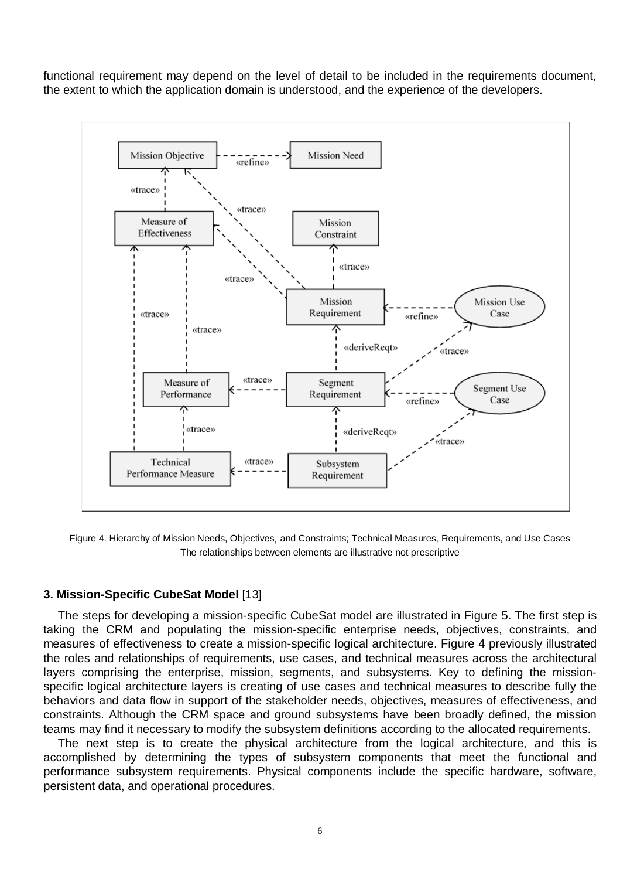functional requirement may depend on the level of detail to be included in the requirements document, the extent to which the application domain is understood, and the experience of the developers.

Figure 4. Hierarchy of Mission Needs, Objectives, and Constraints; Technical Measures, Requirements, and Use Cases
The relationships between elements are illustrative not prescriptive

### 3. Mission-Specific CubeSat Model [13]

The steps for developing a mission-specific CubeSat model are illustrated in Figure 5. The first step is taking the CRM and populating the mission-specific enterprise needs, objectives, constraints, and measures of effectiveness to create a mission-specific logical architecture. Figure 4 previously illustrated the roles and relationships of requirements, use cases, and technical measures across the architectural layers comprising the enterprise, mission, segments, and subsystems. Key to defining the mission-specific logical architecture layers is creating of use cases and technical measures to describe fully the behaviors and data flow in support of the stakeholder needs, objectives, measures of effectiveness, and constraints. Although the CRM space and ground subsystems have been broadly defined, the mission teams may find it necessary to modify the subsystem definitions according to the allocated requirements.

The next step is to create the physical architecture from the logical architecture, and this is accomplished by determining the types of subsystem components that meet the functional and performance subsystem requirements. Physical components include the specific hardware, software, persistent data, and operational procedures.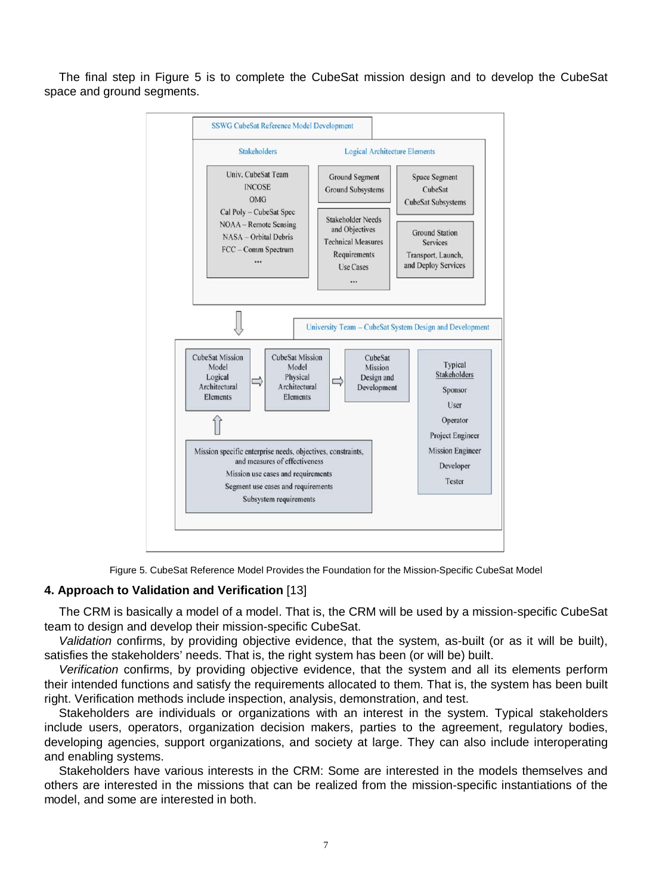The final step in Figure 5 is to complete the CubeSat mission design and to develop the CubeSat space and ground segments.

Figure 5. CubeSat Reference Model Provides the Foundation for the Mission-Specific CubeSat Model

## 4. Approach to Validation and Verification [13]

The CRM is basically a model of a model. That is, the CRM will be used by a mission-specific CubeSat team to design and develop their mission-specific CubeSat.

*Validation* confirms, by providing objective evidence, that the system, as-built (or as it will be built), satisfies the stakeholders' needs. That is, the right system has been (or will be) built.

*Verification* confirms, by providing objective evidence, that the system and all its elements perform their intended functions and satisfy the requirements allocated to them. That is, the system has been built right. Verification methods include inspection, analysis, demonstration, and test.

Stakeholders are individuals or organizations with an interest in the system. Typical stakeholders include users, operators, organization decision makers, parties to the agreement, regulatory bodies, developing agencies, support organizations, and society at large. They can also include interoperating and enabling systems.

Stakeholders have various interests in the CRM: Some are interested in the models themselves and others are interested in the missions that can be realized from the mission-specific instantiations of the model, and some are interested in both.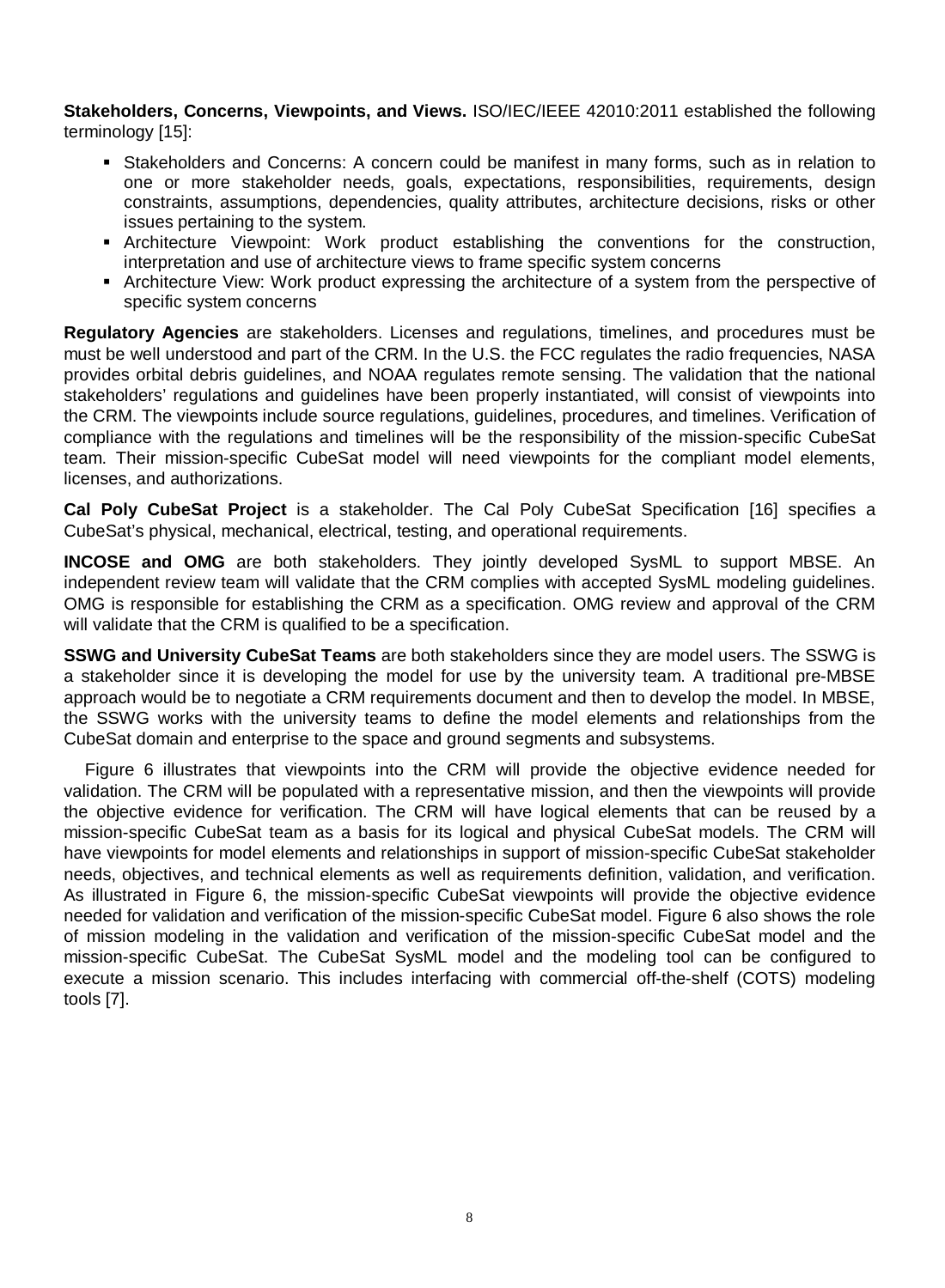**Stakeholders, Concerns, Viewpoints, and Views.** ISO/IEC/IEEE 42010:2011 established the following terminology [15]:

- Stakeholders and Concerns: A concern could be manifest in many forms, such as in relation to one or more stakeholder needs, goals, expectations, responsibilities, requirements, design constraints, assumptions, dependencies, quality attributes, architecture decisions, risks or other issues pertaining to the system.
- Architecture Viewpoint: Work product establishing the conventions for the construction, interpretation and use of architecture views to frame specific system concerns
- Architecture View: Work product expressing the architecture of a system from the perspective of specific system concerns

**Regulatory Agencies** are stakeholders. Licenses and regulations, timelines, and procedures must be must be well understood and part of the CRM. In the U.S. the FCC regulates the radio frequencies, NASA provides orbital debris guidelines, and NOAA regulates remote sensing. The validation that the national stakeholders' regulations and guidelines have been properly instantiated, will consist of viewpoints into the CRM. The viewpoints include source regulations, guidelines, procedures, and timelines. Verification of compliance with the regulations and timelines will be the responsibility of the mission-specific CubeSat team. Their mission-specific CubeSat model will need viewpoints for the compliant model elements, licenses, and authorizations.

**Cal Poly CubeSat Project** is a stakeholder. The Cal Poly CubeSat Specification [16] specifies a CubeSat's physical, mechanical, electrical, testing, and operational requirements.

**INCOSE and OMG** are both stakeholders. They jointly developed SysML to support MBSE. An independent review team will validate that the CRM complies with accepted SysML modeling guidelines. OMG is responsible for establishing the CRM as a specification. OMG review and approval of the CRM will validate that the CRM is qualified to be a specification.

**SSWG and University CubeSat Teams** are both stakeholders since they are model users. The SSWG is a stakeholder since it is developing the model for use by the university team. A traditional pre-MBSE approach would be to negotiate a CRM requirements document and then to develop the model. In MBSE, the SSWG works with the university teams to define the model elements and relationships from the CubeSat domain and enterprise to the space and ground segments and subsystems.

Figure 6 illustrates that viewpoints into the CRM will provide the objective evidence needed for validation. The CRM will be populated with a representative mission, and then the viewpoints will provide the objective evidence for verification. The CRM will have logical elements that can be reused by a mission-specific CubeSat team as a basis for its logical and physical CubeSat models. The CRM will have viewpoints for model elements and relationships in support of mission-specific CubeSat stakeholder needs, objectives, and technical elements as well as requirements definition, validation, and verification. As illustrated in Figure 6, the mission-specific CubeSat viewpoints will provide the objective evidence needed for validation and verification of the mission-specific CubeSat model. Figure 6 also shows the role of mission modeling in the validation and verification of the mission-specific CubeSat model and the mission-specific CubeSat. The CubeSat SysML model and the modeling tool can be configured to execute a mission scenario. This includes interfacing with commercial off-the-shelf (COTS) modeling tools [7].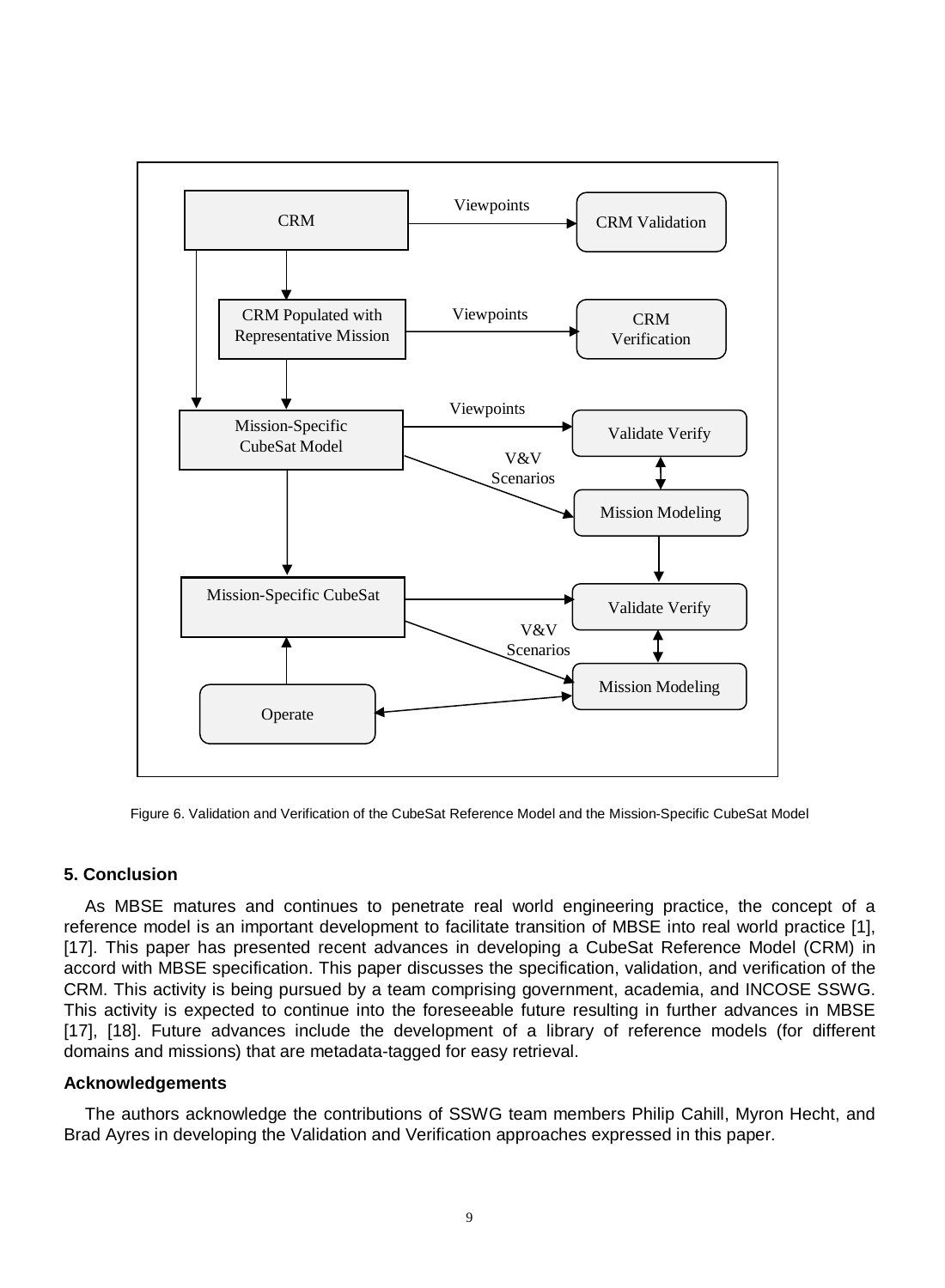Figure 6. Validation and Verification of the CubeSat Reference Model and the Mission-Specific CubeSat Model

## 5. Conclusion

As MBSE matures and continues to penetrate real world engineering practice, the concept of a reference model is an important development to facilitate transition of MBSE into real world practice [1], [17]. This paper has presented recent advances in developing a CubeSat Reference Model (CRM) in accord with MBSE specification. This paper discusses the specification, validation, and verification of the CRM. This activity is being pursued by a team comprising government, academia, and INCOSE SSWG. This activity is expected to continue into the foreseeable future resulting in further advances in MBSE [17], [18]. Future advances include the development of a library of reference models (for different domains and missions) that are metadata-tagged for easy retrieval.

### Acknowledgements

The authors acknowledge the contributions of SSWG team members Philip Cahill, Myron Hecht, and Brad Ayres in developing the Validation and Verification approaches expressed in this paper.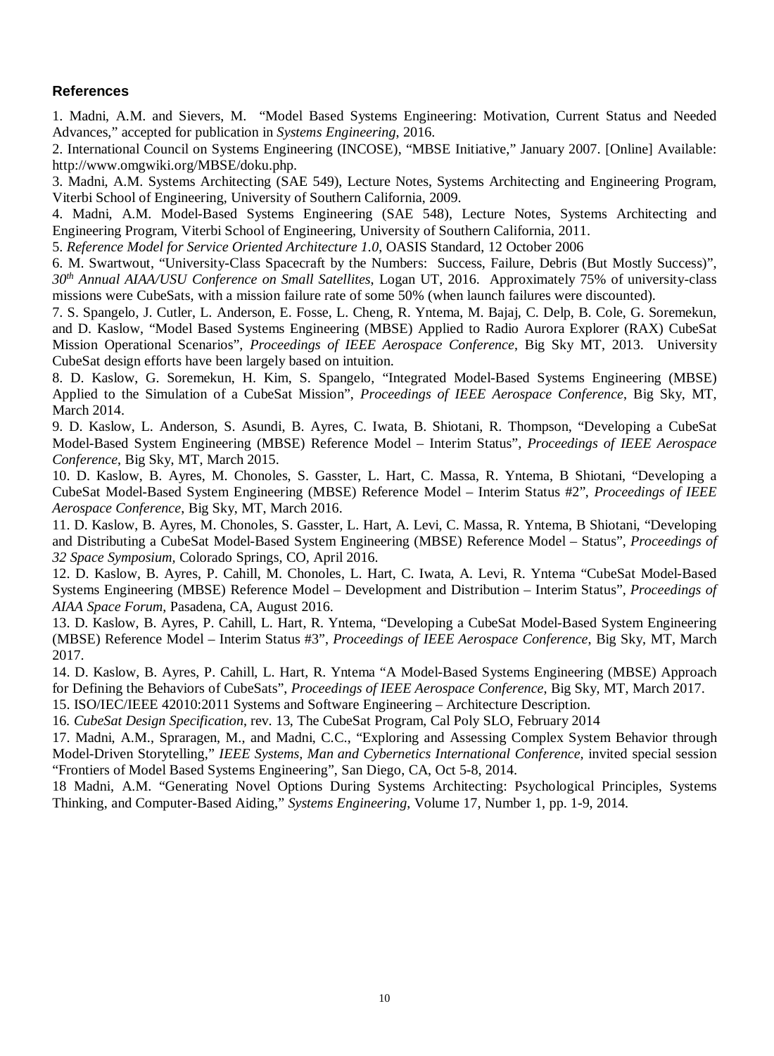## References

1. Madni, A.M. and Sievers, M. "Model Based Systems Engineering: Motivation, Current Status and Needed Advances," accepted for publication in *Systems Engineering*, 2016.

2. International Council on Systems Engineering (INCOSE), "MBSE Initiative," January 2007. [Online] Available: http://www.omgwiki.org/MBSE/doku.php.

3. Madni, A.M. Systems Architecting (SAE 549), Lecture Notes, Systems Architecting and Engineering Program, Viterbi School of Engineering, University of Southern California, 2009.

4. Madni, A.M. Model-Based Systems Engineering (SAE 548), Lecture Notes, Systems Architecting and Engineering Program, Viterbi School of Engineering, University of Southern California, 2011.

5. *Reference Model for Service Oriented Architecture 1.0*, OASIS Standard, 12 October 2006

6. M. Swartwout, "University-Class Spacecraft by the Numbers: Success, Failure, Debris (But Mostly Success)", *30th Annual AIAA/USU Conference on Small Satellites*, Logan UT, 2016. Approximately 75% of university-class missions were CubeSats, with a mission failure rate of some 50% (when launch failures were discounted).

7. S. Spangelo, J. Cutler, L. Anderson, E. Fosse, L. Cheng, R. Yntema, M. Bajaj, C. Delp, B. Cole, G. Soremekun, and D. Kaslow, "Model Based Systems Engineering (MBSE) Applied to Radio Aurora Explorer (RAX) CubeSat Mission Operational Scenarios", *Proceedings of IEEE Aerospace Conference*, Big Sky MT, 2013. University CubeSat design efforts have been largely based on intuition.

8. D. Kaslow, G. Soremekun, H. Kim, S. Spangelo, "Integrated Model-Based Systems Engineering (MBSE) Applied to the Simulation of a CubeSat Mission", *Proceedings of IEEE Aerospace Conference*, Big Sky, MT, March 2014.

9. D. Kaslow, L. Anderson, S. Asundi, B. Ayres, C. Iwata, B. Shiotani, R. Thompson, "Developing a CubeSat Model-Based System Engineering (MBSE) Reference Model – Interim Status", *Proceedings of IEEE Aerospace Conference*, Big Sky, MT, March 2015.

10. D. Kaslow, B. Ayres, M. Chonoles, S. Gasster, L. Hart, C. Massa, R. Yntema, B Shiotani, "Developing a CubeSat Model-Based System Engineering (MBSE) Reference Model – Interim Status #2", *Proceedings of IEEE Aerospace Conference*, Big Sky, MT, March 2016.

11. D. Kaslow, B. Ayres, M. Chonoles, S. Gasster, L. Hart, A. Levi, C. Massa, R. Yntema, B Shiotani, "Developing and Distributing a CubeSat Model-Based System Engineering (MBSE) Reference Model – Status", *Proceedings of 32 Space Symposium*, Colorado Springs, CO, April 2016.

12. D. Kaslow, B. Ayres, P. Cahill, M. Chonoles, L. Hart, C. Iwata, A. Levi, R. Yntema "CubeSat Model-Based Systems Engineering (MBSE) Reference Model – Development and Distribution – Interim Status", *Proceedings of AIAA Space Forum*, Pasadena, CA, August 2016.

13. D. Kaslow, B. Ayres, P. Cahill, L. Hart, R. Yntema, "Developing a CubeSat Model-Based System Engineering (MBSE) Reference Model – Interim Status #3", *Proceedings of IEEE Aerospace Conference*, Big Sky, MT, March 2017.

14. D. Kaslow, B. Ayres, P. Cahill, L. Hart, R. Yntema "A Model-Based Systems Engineering (MBSE) Approach for Defining the Behaviors of CubeSats", *Proceedings of IEEE Aerospace Conference*, Big Sky, MT, March 2017.

15. ISO/IEC/IEEE 42010:2011 Systems and Software Engineering – Architecture Description.

16. *CubeSat Design Specification*, rev. 13, The CubeSat Program, Cal Poly SLO, February 2014

17. Madni, A.M., Spraragen, M., and Madni, C.C., "Exploring and Assessing Complex System Behavior through Model-Driven Storytelling," *IEEE Systems, Man and Cybernetics International Conference*, invited special session "Frontiers of Model Based Systems Engineering", San Diego, CA, Oct 5-8, 2014.

18 Madni, A.M. "Generating Novel Options During Systems Architecting: Psychological Principles, Systems Thinking, and Computer-Based Aiding," *Systems Engineering*, Volume 17, Number 1, pp. 1-9, 2014.